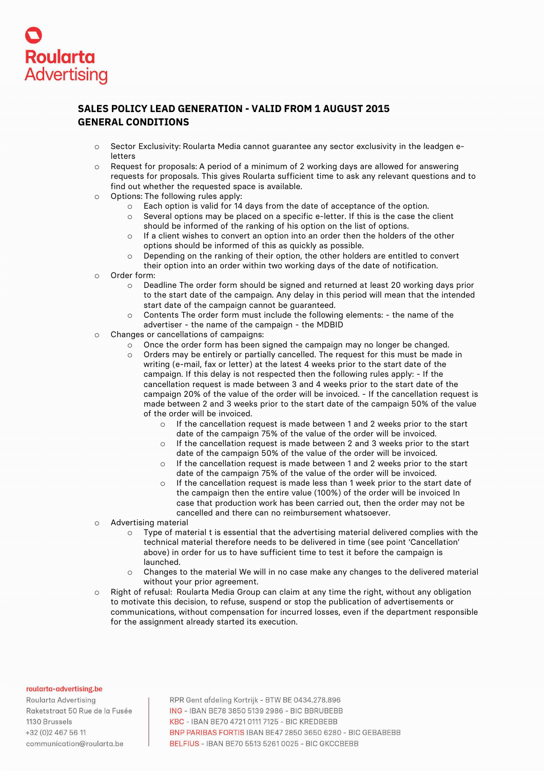Roularta Advertising

## SALES POLICY LEAD GENERATION - VALID FROM 1 AUGUST 2015
## GENERAL CONDITIONS

- Sector Exclusivity: Roularta Media cannot guarantee any sector exclusivity in the leadgen e-letters
- Request for proposals: A period of a minimum of 2 working days are allowed for answering requests for proposals. This gives Roularta sufficient time to ask any relevant questions and to find out whether the requested space is available.
- Options: The following rules apply:
  - Each option is valid for 14 days from the date of acceptance of the option.
  - Several options may be placed on a specific e-letter. If this is the case the client should be informed of the ranking of his option on the list of options.
  - If a client wishes to convert an option into an order then the holders of the other options should be informed of this as quickly as possible.
  - Depending on the ranking of their option, the other holders are entitled to convert their option into an order within two working days of the date of notification.
- Order form:
  - Deadline The order form should be signed and returned at least 20 working days prior to the start date of the campaign. Any delay in this period will mean that the intended start date of the campaign cannot be guaranteed.
  - Contents The order form must include the following elements: - the name of the advertiser - the name of the campaign - the MDBID
- Changes or cancellations of campaigns:
  - Once the order form has been signed the campaign may no longer be changed.
  - Orders may be entirely or partially cancelled. The request for this must be made in writing (e-mail, fax or letter) at the latest 4 weeks prior to the start date of the campaign. If this delay is not respected then the following rules apply: - If the cancellation request is made between 3 and 4 weeks prior to the start date of the campaign 20% of the value of the order will be invoiced. - If the cancellation request is made between 2 and 3 weeks prior to the start date of the campaign 50% of the value of the order will be invoiced.
    - If the cancellation request is made between 1 and 2 weeks prior to the start date of the campaign 75% of the value of the order will be invoiced.
    - If the cancellation request is made between 2 and 3 weeks prior to the start date of the campaign 50% of the value of the order will be invoiced.
    - If the cancellation request is made between 1 and 2 weeks prior to the start date of the campaign 75% of the value of the order will be invoiced.
    - If the cancellation request is made less than 1 week prior to the start date of the campaign then the entire value (100%) of the order will be invoiced In case that production work has been carried out, then the order may not be cancelled and there can no reimbursement whatsoever.
- Advertising material
  - Type of material t is essential that the advertising material delivered complies with the technical material therefore needs to be delivered in time (see point 'Cancellation' above) in order for us to have sufficient time to test it before the campaign is launched.
  - Changes to the material We will in no case make any changes to the delivered material without your prior agreement.
- Right of refusal: Roularta Media Group can claim at any time the right, without any obligation to motivate this decision, to refuse, suspend or stop the publication of advertisements or communications, without compensation for incurred losses, even if the department responsible for the assignment already started its execution.

roularta-advertising.be
Roularta Advertising
Raketstraat 50 Rue de la Fusée
1130 Brussels
+32 (0)2 467 56 11
communication@roularta.be

RPR Gent afdeling Kortrijk - BTW BE 0434.278.896
ING - IBAN BE78 3850 5139 2986 - BIC BBRUBEBB
KBC - IBAN BE70 4721 0111 7125 - BIC KREDBEBB
BNP PARIBAS FORTIS IBAN BE47 2850 3650 6280 - BIC GEBABEBB
BELFIUS - IBAN BE70 5513 5261 0025 - BIC GKCCBEBB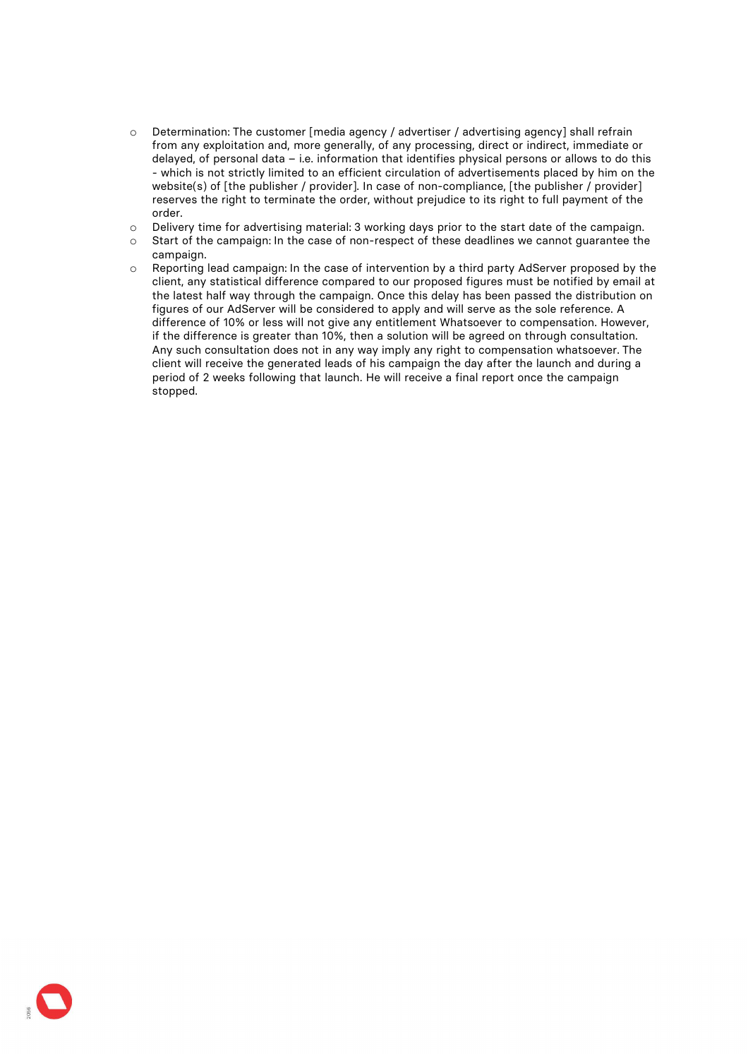- Determination: The customer [media agency / advertiser / advertising agency] shall refrain from any exploitation and, more generally, of any processing, direct or indirect, immediate or delayed, of personal data – i.e. information that identifies physical persons or allows to do this - which is not strictly limited to an efficient circulation of advertisements placed by him on the website(s) of [the publisher / provider]. In case of non-compliance, [the publisher / provider] reserves the right to terminate the order, without prejudice to its right to full payment of the order.
- Delivery time for advertising material: 3 working days prior to the start date of the campaign.
- Start of the campaign: In the case of non-respect of these deadlines we cannot guarantee the campaign.
- Reporting lead campaign: In the case of intervention by a third party AdServer proposed by the client, any statistical difference compared to our proposed figures must be notified by email at the latest half way through the campaign. Once this delay has been passed the distribution on figures of our AdServer will be considered to apply and will serve as the sole reference. A difference of 10% or less will not give any entitlement Whatsoever to compensation. However, if the difference is greater than 10%, then a solution will be agreed on through consultation. Any such consultation does not in any way imply any right to compensation whatsoever. The client will receive the generated leads of his campaign the day after the launch and during a period of 2 weeks following that launch. He will receive a final report once the campaign stopped.